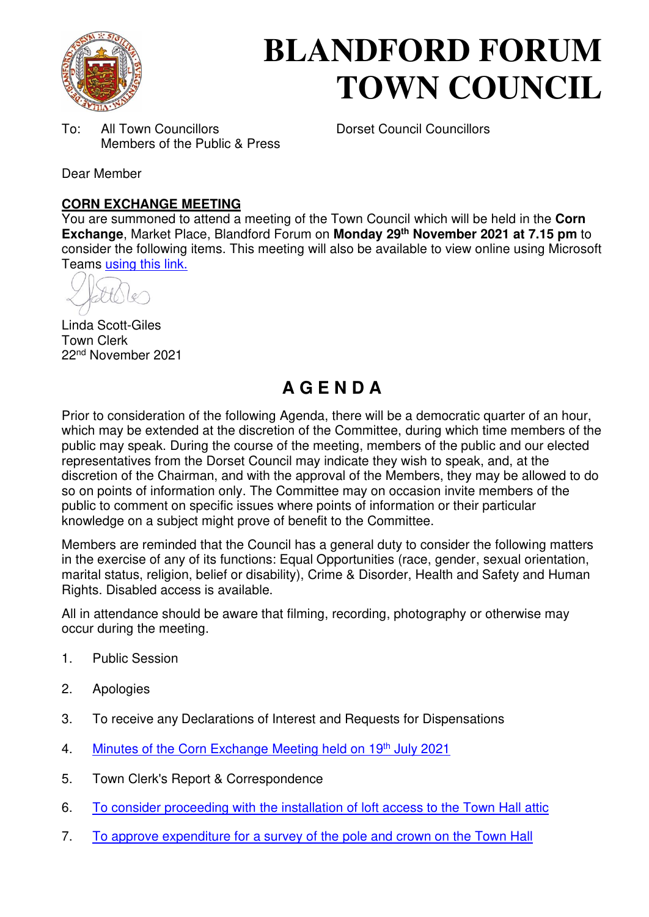# BLANDFORD FORUM TOWN COUNCIL

To: All Town Councillors
Members of the Public & Press

Dorset Council Councillors

Dear Member

**CORN EXCHANGE MEETING**

You are summoned to attend a meeting of the Town Council which will be held in the **Corn Exchange**, Market Place, Blandford Forum on **Monday 29th November 2021 at 7.15 pm** to consider the following items. This meeting will also be available to view online using Microsoft Teams using this link.

Linda Scott-Giles
Town Clerk
22nd November 2021

## A G E N D A

Prior to consideration of the following Agenda, there will be a democratic quarter of an hour, which may be extended at the discretion of the Committee, during which time members of the public may speak. During the course of the meeting, members of the public and our elected representatives from the Dorset Council may indicate they wish to speak, and, at the discretion of the Chairman, and with the approval of the Members, they may be allowed to do so on points of information only. The Committee may on occasion invite members of the public to comment on specific issues where points of information or their particular knowledge on a subject might prove of benefit to the Committee.

Members are reminded that the Council has a general duty to consider the following matters in the exercise of any of its functions: Equal Opportunities (race, gender, sexual orientation, marital status, religion, belief or disability), Crime & Disorder, Health and Safety and Human Rights. Disabled access is available.

All in attendance should be aware that filming, recording, photography or otherwise may occur during the meeting.

1. Public Session
2. Apologies
3. To receive any Declarations of Interest and Requests for Dispensations
4. Minutes of the Corn Exchange Meeting held on 19th July 2021
5. Town Clerk's Report & Correspondence
6. To consider proceeding with the installation of loft access to the Town Hall attic
7. To approve expenditure for a survey of the pole and crown on the Town Hall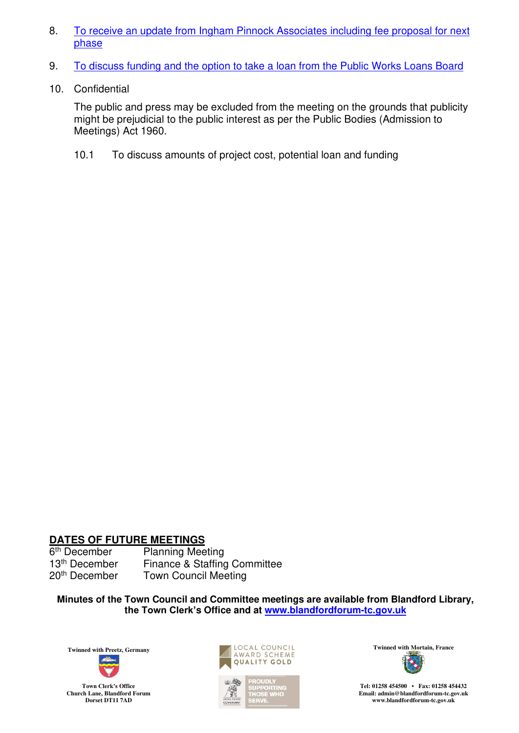8. [To receive an update from Ingham Pinnock Associates including fee proposal for next phase]

9. [To discuss funding and the option to take a loan from the Public Works Loans Board]

10. Confidential

    The public and press may be excluded from the meeting on the grounds that publicity might be prejudicial to the public interest as per the Public Bodies (Admission to Meetings) Act 1960.

    10.1 To discuss amounts of project cost, potential loan and funding

## DATES OF FUTURE MEETINGS

| | |
|---|---|
| 6th December | Planning Meeting |
| 13th December | Finance & Staffing Committee |
| 20th December | Town Council Meeting |

**Minutes of the Town Council and Committee meetings are available from Blandford Library, the Town Clerk's Office and at www.blandfordforum-tc.gov.uk**

Twinned with Preetz, Germany

Town Clerk's Office
Church Lane, Blandford Forum
Dorset DT11 7AD

LOCAL COUNCIL AWARD SCHEME QUALITY GOLD

PROUDLY SUPPORTING THOSE WHO SERVE.

Twinned with Mortain, France

Tel: 01258 454500 • Fax: 01258 454432
Email: admin@blandfordforum-tc.gov.uk
www.blandfordforum-tc.gov.uk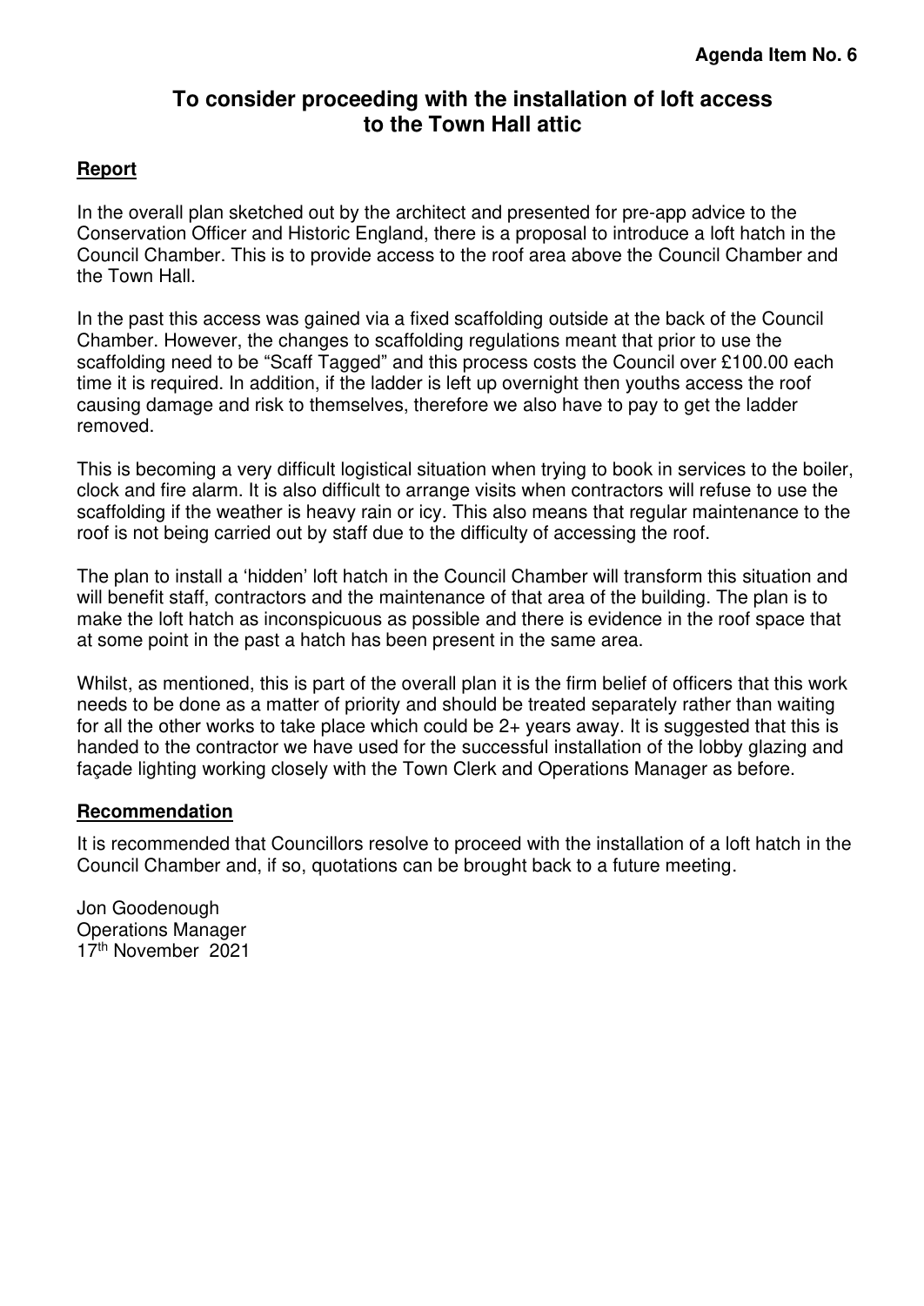**Agenda Item No. 6**

# To consider proceeding with the installation of loft access to the Town Hall attic

## Report

In the overall plan sketched out by the architect and presented for pre-app advice to the Conservation Officer and Historic England, there is a proposal to introduce a loft hatch in the Council Chamber. This is to provide access to the roof area above the Council Chamber and the Town Hall.

In the past this access was gained via a fixed scaffolding outside at the back of the Council Chamber. However, the changes to scaffolding regulations meant that prior to use the scaffolding need to be "Scaff Tagged" and this process costs the Council over £100.00 each time it is required. In addition, if the ladder is left up overnight then youths access the roof causing damage and risk to themselves, therefore we also have to pay to get the ladder removed.

This is becoming a very difficult logistical situation when trying to book in services to the boiler, clock and fire alarm. It is also difficult to arrange visits when contractors will refuse to use the scaffolding if the weather is heavy rain or icy. This also means that regular maintenance to the roof is not being carried out by staff due to the difficulty of accessing the roof.

The plan to install a 'hidden' loft hatch in the Council Chamber will transform this situation and will benefit staff, contractors and the maintenance of that area of the building. The plan is to make the loft hatch as inconspicuous as possible and there is evidence in the roof space that at some point in the past a hatch has been present in the same area.

Whilst, as mentioned, this is part of the overall plan it is the firm belief of officers that this work needs to be done as a matter of priority and should be treated separately rather than waiting for all the other works to take place which could be 2+ years away. It is suggested that this is handed to the contractor we have used for the successful installation of the lobby glazing and façade lighting working closely with the Town Clerk and Operations Manager as before.

## Recommendation

It is recommended that Councillors resolve to proceed with the installation of a loft hatch in the Council Chamber and, if so, quotations can be brought back to a future meeting.

Jon Goodenough
Operations Manager
17th November 2021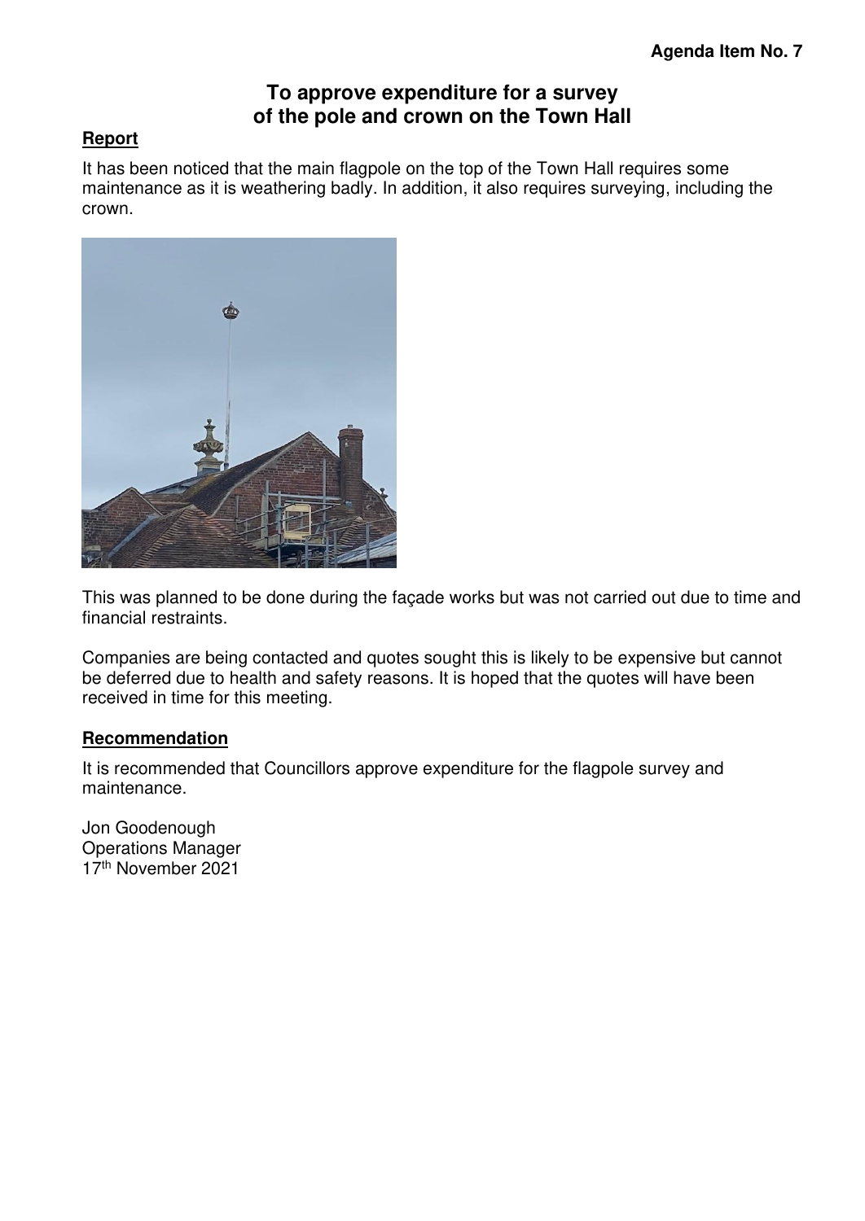**Agenda Item No. 7**

# To approve expenditure for a survey of the pole and crown on the Town Hall

## Report

It has been noticed that the main flagpole on the top of the Town Hall requires some maintenance as it is weathering badly. In addition, it also requires surveying, including the crown.

This was planned to be done during the façade works but was not carried out due to time and financial restraints.

Companies are being contacted and quotes sought this is likely to be expensive but cannot be deferred due to health and safety reasons. It is hoped that the quotes will have been received in time for this meeting.

## Recommendation

It is recommended that Councillors approve expenditure for the flagpole survey and maintenance.

Jon Goodenough
Operations Manager
17th November 2021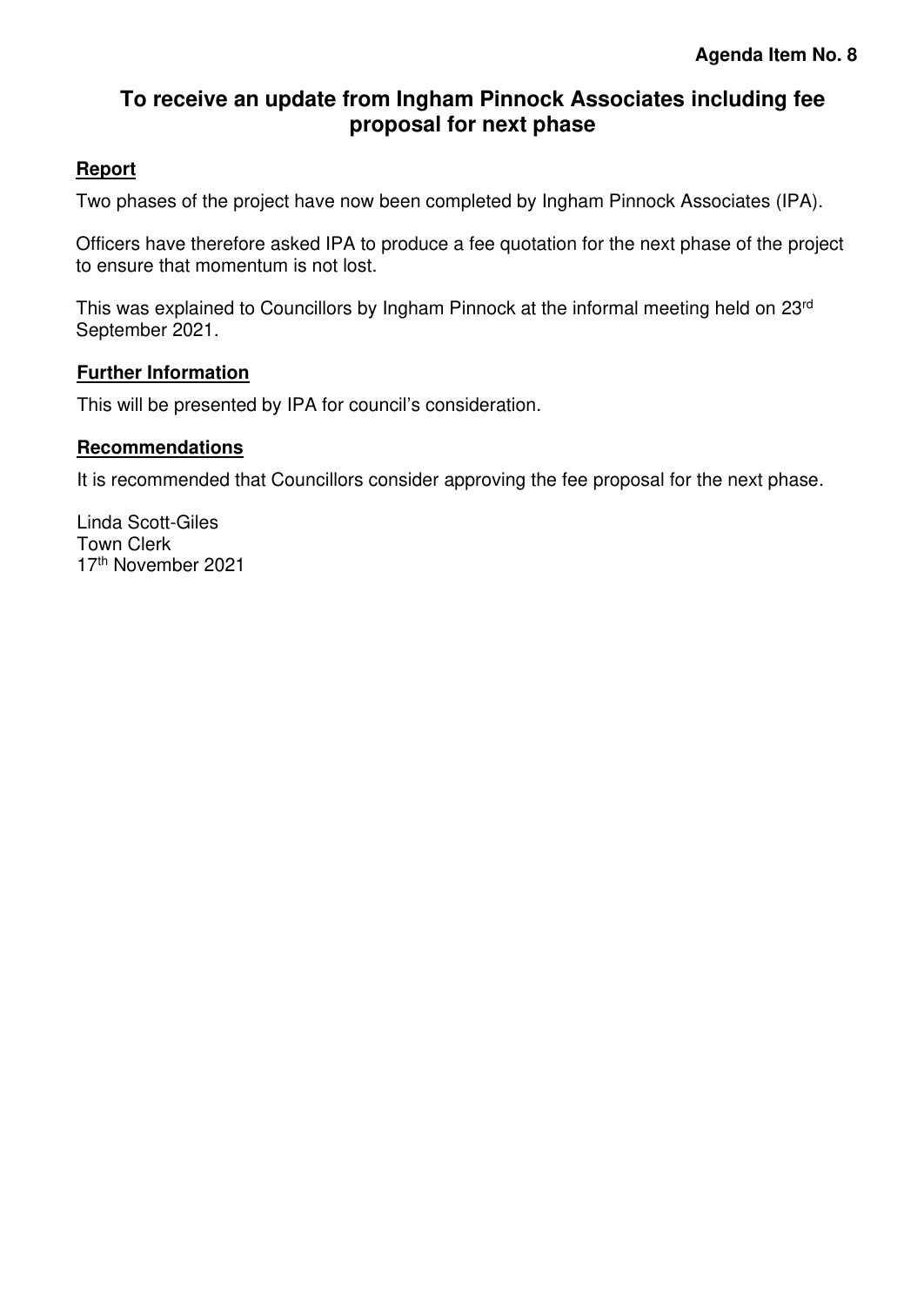**Agenda Item No. 8**

# To receive an update from Ingham Pinnock Associates including fee proposal for next phase

## Report

Two phases of the project have now been completed by Ingham Pinnock Associates (IPA).

Officers have therefore asked IPA to produce a fee quotation for the next phase of the project to ensure that momentum is not lost.

This was explained to Councillors by Ingham Pinnock at the informal meeting held on 23rd September 2021.

## Further Information

This will be presented by IPA for council's consideration.

## Recommendations

It is recommended that Councillors consider approving the fee proposal for the next phase.

Linda Scott-Giles
Town Clerk
17th November 2021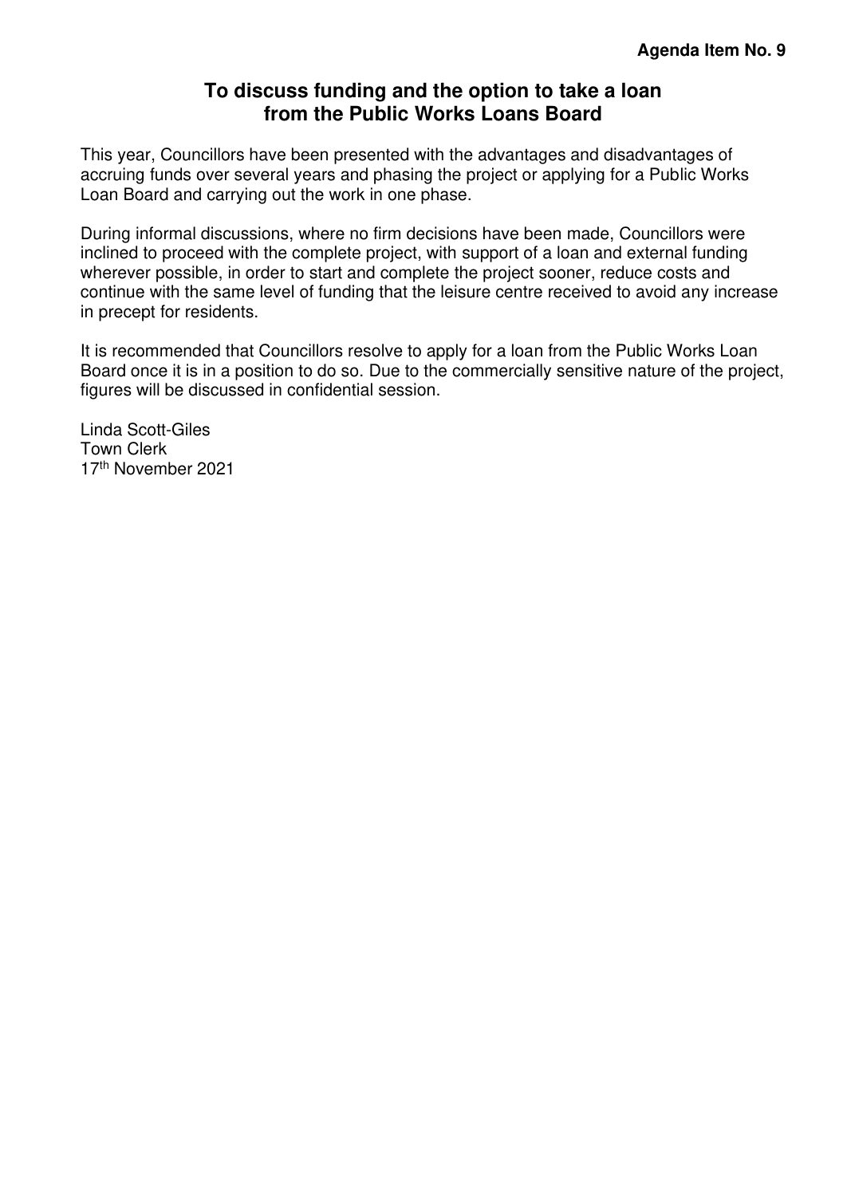**Agenda Item No. 9**

## To discuss funding and the option to take a loan from the Public Works Loans Board

This year, Councillors have been presented with the advantages and disadvantages of accruing funds over several years and phasing the project or applying for a Public Works Loan Board and carrying out the work in one phase.

During informal discussions, where no firm decisions have been made, Councillors were inclined to proceed with the complete project, with support of a loan and external funding wherever possible, in order to start and complete the project sooner, reduce costs and continue with the same level of funding that the leisure centre received to avoid any increase in precept for residents.

It is recommended that Councillors resolve to apply for a loan from the Public Works Loan Board once it is in a position to do so. Due to the commercially sensitive nature of the project, figures will be discussed in confidential session.

Linda Scott-Giles
Town Clerk
17th November 2021